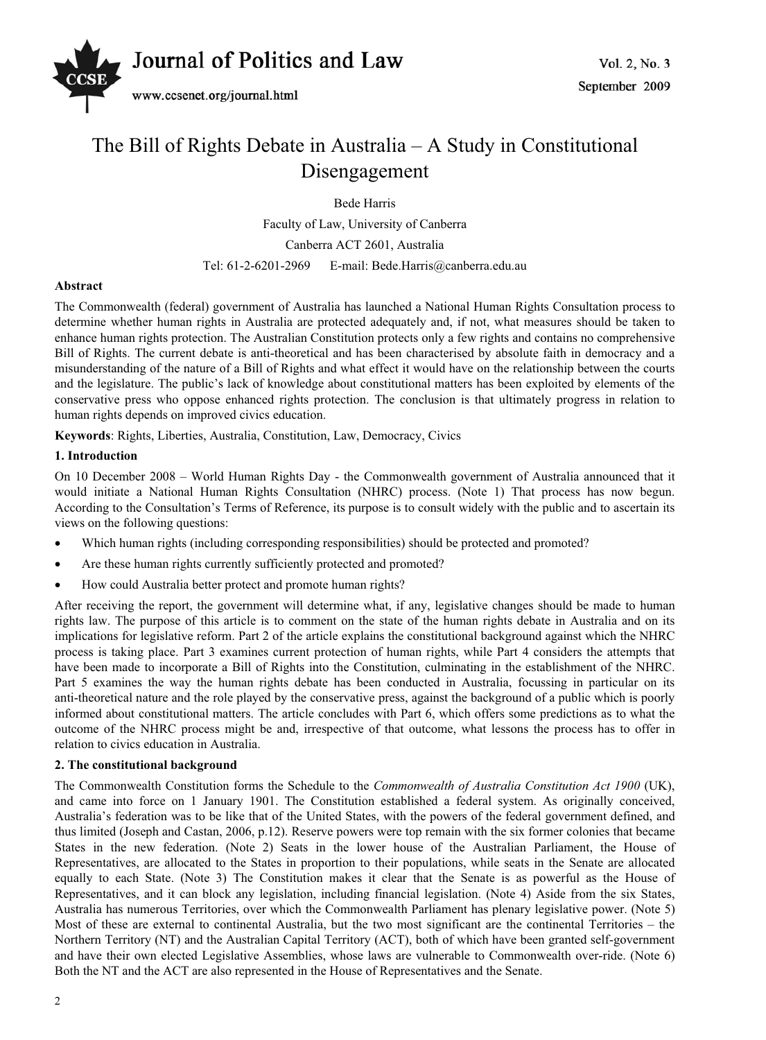# The Bill of Rights Debate in Australia – A Study in Constitutional Disengagement

Bede Harris

Faculty of Law, University of Canberra

Canberra ACT 2601, Australia

Tel: 61-2-6201-2969 E-mail: Bede.Harris@canberra.edu.au

**Abstract**

The Commonwealth (federal) government of Australia has launched a National Human Rights Consultation process to determine whether human rights in Australia are protected adequately and, if not, what measures should be taken to enhance human rights protection. The Australian Constitution protects only a few rights and contains no comprehensive Bill of Rights. The current debate is anti-theoretical and has been characterised by absolute faith in democracy and a misunderstanding of the nature of a Bill of Rights and what effect it would have on the relationship between the courts and the legislature. The public's lack of knowledge about constitutional matters has been exploited by elements of the conservative press who oppose enhanced rights protection. The conclusion is that ultimately progress in relation to human rights depends on improved civics education.

**Keywords**: Rights, Liberties, Australia, Constitution, Law, Democracy, Civics

## 1. Introduction

On 10 December 2008 – World Human Rights Day - the Commonwealth government of Australia announced that it would initiate a National Human Rights Consultation (NHRC) process. (Note 1) That process has now begun. According to the Consultation's Terms of Reference, its purpose is to consult widely with the public and to ascertain its views on the following questions:

- Which human rights (including corresponding responsibilities) should be protected and promoted?
- Are these human rights currently sufficiently protected and promoted?
- How could Australia better protect and promote human rights?

After receiving the report, the government will determine what, if any, legislative changes should be made to human rights law. The purpose of this article is to comment on the state of the human rights debate in Australia and on its implications for legislative reform. Part 2 of the article explains the constitutional background against which the NHRC process is taking place. Part 3 examines current protection of human rights, while Part 4 considers the attempts that have been made to incorporate a Bill of Rights into the Constitution, culminating in the establishment of the NHRC. Part 5 examines the way the human rights debate has been conducted in Australia, focussing in particular on its anti-theoretical nature and the role played by the conservative press, against the background of a public which is poorly informed about constitutional matters. The article concludes with Part 6, which offers some predictions as to what the outcome of the NHRC process might be and, irrespective of that outcome, what lessons the process has to offer in relation to civics education in Australia.

## 2. The constitutional background

The Commonwealth Constitution forms the Schedule to the *Commonwealth of Australia Constitution Act 1900* (UK), and came into force on 1 January 1901. The Constitution established a federal system. As originally conceived, Australia's federation was to be like that of the United States, with the powers of the federal government defined, and thus limited (Joseph and Castan, 2006, p.12). Reserve powers were top remain with the six former colonies that became States in the new federation. (Note 2) Seats in the lower house of the Australian Parliament, the House of Representatives, are allocated to the States in proportion to their populations, while seats in the Senate are allocated equally to each State. (Note 3) The Constitution makes it clear that the Senate is as powerful as the House of Representatives, and it can block any legislation, including financial legislation. (Note 4) Aside from the six States, Australia has numerous Territories, over which the Commonwealth Parliament has plenary legislative power. (Note 5) Most of these are external to continental Australia, but the two most significant are the continental Territories – the Northern Territory (NT) and the Australian Capital Territory (ACT), both of which have been granted self-government and have their own elected Legislative Assemblies, whose laws are vulnerable to Commonwealth over-ride. (Note 6) Both the NT and the ACT are also represented in the House of Representatives and the Senate.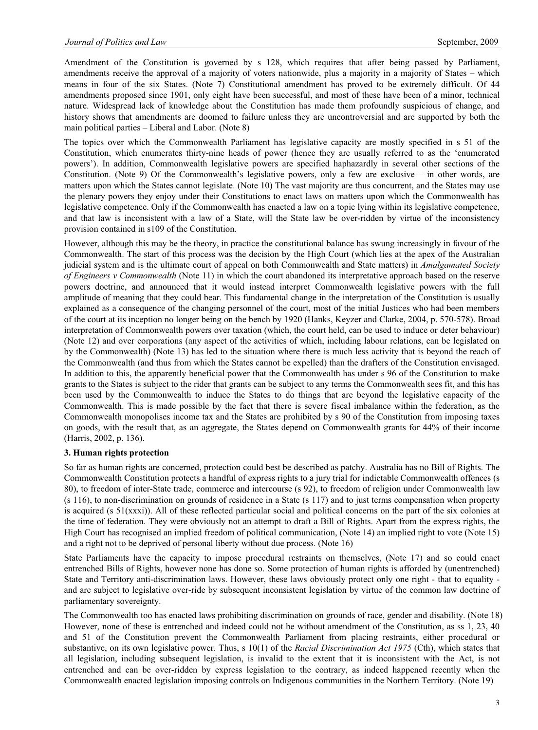Amendment of the Constitution is governed by s 128, which requires that after being passed by Parliament, amendments receive the approval of a majority of voters nationwide, plus a majority in a majority of States – which means in four of the six States. (Note 7) Constitutional amendment has proved to be extremely difficult. Of 44 amendments proposed since 1901, only eight have been successful, and most of these have been of a minor, technical nature. Widespread lack of knowledge about the Constitution has made them profoundly suspicious of change, and history shows that amendments are doomed to failure unless they are uncontroversial and are supported by both the main political parties – Liberal and Labor. (Note 8)

The topics over which the Commonwealth Parliament has legislative capacity are mostly specified in s 51 of the Constitution, which enumerates thirty-nine heads of power (hence they are usually referred to as the 'enumerated powers'). In addition, Commonwealth legislative powers are specified haphazardly in several other sections of the Constitution. (Note 9) Of the Commonwealth's legislative powers, only a few are exclusive – in other words, are matters upon which the States cannot legislate. (Note 10) The vast majority are thus concurrent, and the States may use the plenary powers they enjoy under their Constitutions to enact laws on matters upon which the Commonwealth has legislative competence. Only if the Commonwealth has enacted a law on a topic lying within its legislative competence, and that law is inconsistent with a law of a State, will the State law be over-ridden by virtue of the inconsistency provision contained in s109 of the Constitution.

However, although this may be the theory, in practice the constitutional balance has swung increasingly in favour of the Commonwealth. The start of this process was the decision by the High Court (which lies at the apex of the Australian judicial system and is the ultimate court of appeal on both Commonwealth and State matters) in *Amalgamated Society of Engineers v Commonwealth* (Note 11) in which the court abandoned its interpretative approach based on the reserve powers doctrine, and announced that it would instead interpret Commonwealth legislative powers with the full amplitude of meaning that they could bear. This fundamental change in the interpretation of the Constitution is usually explained as a consequence of the changing personnel of the court, most of the initial Justices who had been members of the court at its inception no longer being on the bench by 1920 (Hanks, Keyzer and Clarke, 2004, p. 570-578). Broad interpretation of Commonwealth powers over taxation (which, the court held, can be used to induce or deter behaviour) (Note 12) and over corporations (any aspect of the activities of which, including labour relations, can be legislated on by the Commonwealth) (Note 13) has led to the situation where there is much less activity that is beyond the reach of the Commonwealth (and thus from which the States cannot be expelled) than the drafters of the Constitution envisaged. In addition to this, the apparently beneficial power that the Commonwealth has under s 96 of the Constitution to make grants to the States is subject to the rider that grants can be subject to any terms the Commonwealth sees fit, and this has been used by the Commonwealth to induce the States to do things that are beyond the legislative capacity of the Commonwealth. This is made possible by the fact that there is severe fiscal imbalance within the federation, as the Commonwealth monopolises income tax and the States are prohibited by s 90 of the Constitution from imposing taxes on goods, with the result that, as an aggregate, the States depend on Commonwealth grants for 44% of their income (Harris, 2002, p. 136).

### 3. Human rights protection

So far as human rights are concerned, protection could best be described as patchy. Australia has no Bill of Rights. The Commonwealth Constitution protects a handful of express rights to a jury trial for indictable Commonwealth offences (s 80), to freedom of inter-State trade, commerce and intercourse (s 92), to freedom of religion under Commonwealth law (s 116), to non-discrimination on grounds of residence in a State (s 117) and to just terms compensation when property is acquired (s 51(xxxi)). All of these reflected particular social and political concerns on the part of the six colonies at the time of federation. They were obviously not an attempt to draft a Bill of Rights. Apart from the express rights, the High Court has recognised an implied freedom of political communication, (Note 14) an implied right to vote (Note 15) and a right not to be deprived of personal liberty without due process. (Note 16)

State Parliaments have the capacity to impose procedural restraints on themselves, (Note 17) and so could enact entrenched Bills of Rights, however none has done so. Some protection of human rights is afforded by (unentrenched) State and Territory anti-discrimination laws. However, these laws obviously protect only one right - that to equality - and are subject to legislative over-ride by subsequent inconsistent legislation by virtue of the common law doctrine of parliamentary sovereignty.

The Commonwealth too has enacted laws prohibiting discrimination on grounds of race, gender and disability. (Note 18) However, none of these is entrenched and indeed could not be without amendment of the Constitution, as ss 1, 23, 40 and 51 of the Constitution prevent the Commonwealth Parliament from placing restraints, either procedural or substantive, on its own legislative power. Thus, s 10(1) of the *Racial Discrimination Act 1975* (Cth), which states that all legislation, including subsequent legislation, is invalid to the extent that it is inconsistent with the Act, is not entrenched and can be over-ridden by express legislation to the contrary, as indeed happened recently when the Commonwealth enacted legislation imposing controls on Indigenous communities in the Northern Territory. (Note 19)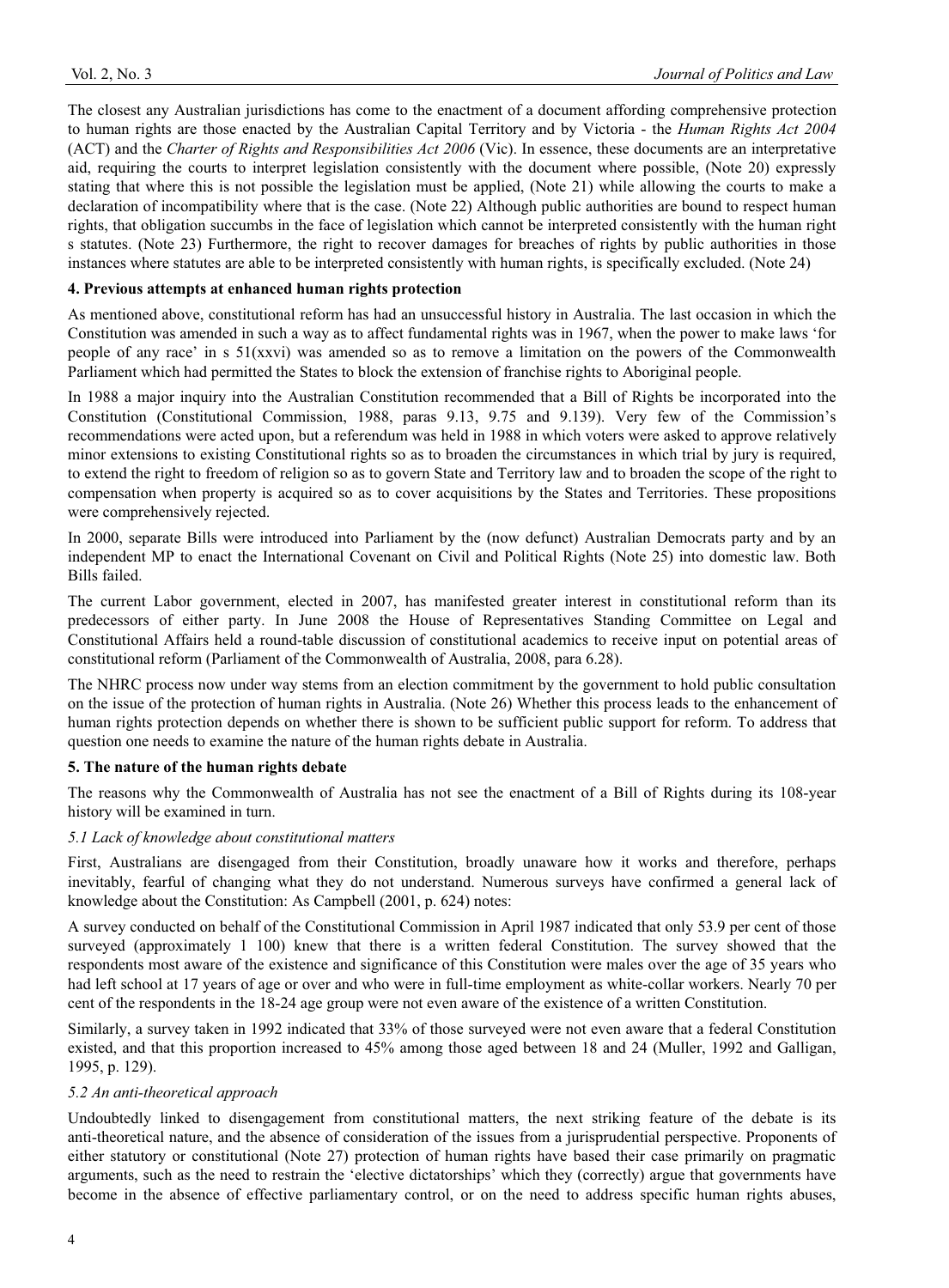The closest any Australian jurisdictions has come to the enactment of a document affording comprehensive protection to human rights are those enacted by the Australian Capital Territory and by Victoria - the *Human Rights Act 2004* (ACT) and the *Charter of Rights and Responsibilities Act 2006* (Vic). In essence, these documents are an interpretative aid, requiring the courts to interpret legislation consistently with the document where possible, (Note 20) expressly stating that where this is not possible the legislation must be applied, (Note 21) while allowing the courts to make a declaration of incompatibility where that is the case. (Note 22) Although public authorities are bound to respect human rights, that obligation succumbs in the face of legislation which cannot be interpreted consistently with the human right s statutes. (Note 23) Furthermore, the right to recover damages for breaches of rights by public authorities in those instances where statutes are able to be interpreted consistently with human rights, is specifically excluded. (Note 24)

## 4. Previous attempts at enhanced human rights protection

As mentioned above, constitutional reform has had an unsuccessful history in Australia. The last occasion in which the Constitution was amended in such a way as to affect fundamental rights was in 1967, when the power to make laws 'for people of any race' in s 51(xxvi) was amended so as to remove a limitation on the powers of the Commonwealth Parliament which had permitted the States to block the extension of franchise rights to Aboriginal people.

In 1988 a major inquiry into the Australian Constitution recommended that a Bill of Rights be incorporated into the Constitution (Constitutional Commission, 1988, paras 9.13, 9.75 and 9.139). Very few of the Commission's recommendations were acted upon, but a referendum was held in 1988 in which voters were asked to approve relatively minor extensions to existing Constitutional rights so as to broaden the circumstances in which trial by jury is required, to extend the right to freedom of religion so as to govern State and Territory law and to broaden the scope of the right to compensation when property is acquired so as to cover acquisitions by the States and Territories. These propositions were comprehensively rejected.

In 2000, separate Bills were introduced into Parliament by the (now defunct) Australian Democrats party and by an independent MP to enact the International Covenant on Civil and Political Rights (Note 25) into domestic law. Both Bills failed.

The current Labor government, elected in 2007, has manifested greater interest in constitutional reform than its predecessors of either party. In June 2008 the House of Representatives Standing Committee on Legal and Constitutional Affairs held a round-table discussion of constitutional academics to receive input on potential areas of constitutional reform (Parliament of the Commonwealth of Australia, 2008, para 6.28).

The NHRC process now under way stems from an election commitment by the government to hold public consultation on the issue of the protection of human rights in Australia. (Note 26) Whether this process leads to the enhancement of human rights protection depends on whether there is shown to be sufficient public support for reform. To address that question one needs to examine the nature of the human rights debate in Australia.

## 5. The nature of the human rights debate

The reasons why the Commonwealth of Australia has not see the enactment of a Bill of Rights during its 108-year history will be examined in turn.

### *5.1 Lack of knowledge about constitutional matters*

First, Australians are disengaged from their Constitution, broadly unaware how it works and therefore, perhaps inevitably, fearful of changing what they do not understand. Numerous surveys have confirmed a general lack of knowledge about the Constitution: As Campbell (2001, p. 624) notes:

A survey conducted on behalf of the Constitutional Commission in April 1987 indicated that only 53.9 per cent of those surveyed (approximately 1 100) knew that there is a written federal Constitution. The survey showed that the respondents most aware of the existence and significance of this Constitution were males over the age of 35 years who had left school at 17 years of age or over and who were in full-time employment as white-collar workers. Nearly 70 per cent of the respondents in the 18-24 age group were not even aware of the existence of a written Constitution.

Similarly, a survey taken in 1992 indicated that 33% of those surveyed were not even aware that a federal Constitution existed, and that this proportion increased to 45% among those aged between 18 and 24 (Muller, 1992 and Galligan, 1995, p. 129).

### *5.2 An anti-theoretical approach*

Undoubtedly linked to disengagement from constitutional matters, the next striking feature of the debate is its anti-theoretical nature, and the absence of consideration of the issues from a jurisprudential perspective. Proponents of either statutory or constitutional (Note 27) protection of human rights have based their case primarily on pragmatic arguments, such as the need to restrain the 'elective dictatorships' which they (correctly) argue that governments have become in the absence of effective parliamentary control, or on the need to address specific human rights abuses,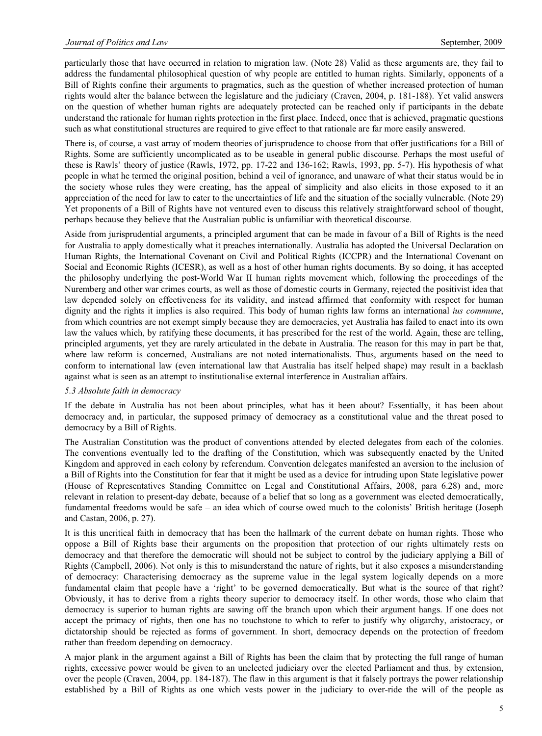particularly those that have occurred in relation to migration law. (Note 28) Valid as these arguments are, they fail to address the fundamental philosophical question of why people are entitled to human rights. Similarly, opponents of a Bill of Rights confine their arguments to pragmatics, such as the question of whether increased protection of human rights would alter the balance between the legislature and the judiciary (Craven, 2004, p. 181-188). Yet valid answers on the question of whether human rights are adequately protected can be reached only if participants in the debate understand the rationale for human rights protection in the first place. Indeed, once that is achieved, pragmatic questions such as what constitutional structures are required to give effect to that rationale are far more easily answered.

There is, of course, a vast array of modern theories of jurisprudence to choose from that offer justifications for a Bill of Rights. Some are sufficiently uncomplicated as to be useable in general public discourse. Perhaps the most useful of these is Rawls' theory of justice (Rawls, 1972, pp. 17-22 and 136-162; Rawls, 1993, pp. 5-7). His hypothesis of what people in what he termed the original position, behind a veil of ignorance, and unaware of what their status would be in the society whose rules they were creating, has the appeal of simplicity and also elicits in those exposed to it an appreciation of the need for law to cater to the uncertainties of life and the situation of the socially vulnerable. (Note 29) Yet proponents of a Bill of Rights have not ventured even to discuss this relatively straightforward school of thought, perhaps because they believe that the Australian public is unfamiliar with theoretical discourse.

Aside from jurisprudential arguments, a principled argument that can be made in favour of a Bill of Rights is the need for Australia to apply domestically what it preaches internationally. Australia has adopted the Universal Declaration on Human Rights, the International Covenant on Civil and Political Rights (ICCPR) and the International Covenant on Social and Economic Rights (ICESR), as well as a host of other human rights documents. By so doing, it has accepted the philosophy underlying the post-World War II human rights movement which, following the proceedings of the Nuremberg and other war crimes courts, as well as those of domestic courts in Germany, rejected the positivist idea that law depended solely on effectiveness for its validity, and instead affirmed that conformity with respect for human dignity and the rights it implies is also required. This body of human rights law forms an international *ius commune*, from which countries are not exempt simply because they are democracies, yet Australia has failed to enact into its own law the values which, by ratifying these documents, it has prescribed for the rest of the world. Again, these are telling, principled arguments, yet they are rarely articulated in the debate in Australia. The reason for this may in part be that, where law reform is concerned, Australians are not noted internationalists. Thus, arguments based on the need to conform to international law (even international law that Australia has itself helped shape) may result in a backlash against what is seen as an attempt to institutionalise external interference in Australian affairs.

### *5.3 Absolute faith in democracy*

If the debate in Australia has not been about principles, what has it been about? Essentially, it has been about democracy and, in particular, the supposed primacy of democracy as a constitutional value and the threat posed to democracy by a Bill of Rights.

The Australian Constitution was the product of conventions attended by elected delegates from each of the colonies. The conventions eventually led to the drafting of the Constitution, which was subsequently enacted by the United Kingdom and approved in each colony by referendum. Convention delegates manifested an aversion to the inclusion of a Bill of Rights into the Constitution for fear that it might be used as a device for intruding upon State legislative power (House of Representatives Standing Committee on Legal and Constitutional Affairs, 2008, para 6.28) and, more relevant in relation to present-day debate, because of a belief that so long as a government was elected democratically, fundamental freedoms would be safe – an idea which of course owed much to the colonists' British heritage (Joseph and Castan, 2006, p. 27).

It is this uncritical faith in democracy that has been the hallmark of the current debate on human rights. Those who oppose a Bill of Rights base their arguments on the proposition that protection of our rights ultimately rests on democracy and that therefore the democratic will should not be subject to control by the judiciary applying a Bill of Rights (Campbell, 2006). Not only is this to misunderstand the nature of rights, but it also exposes a misunderstanding of democracy: Characterising democracy as the supreme value in the legal system logically depends on a more fundamental claim that people have a 'right' to be governed democratically. But what is the source of that right? Obviously, it has to derive from a rights theory superior to democracy itself. In other words, those who claim that democracy is superior to human rights are sawing off the branch upon which their argument hangs. If one does not accept the primacy of rights, then one has no touchstone to which to refer to justify why oligarchy, aristocracy, or dictatorship should be rejected as forms of government. In short, democracy depends on the protection of freedom rather than freedom depending on democracy.

A major plank in the argument against a Bill of Rights has been the claim that by protecting the full range of human rights, excessive power would be given to an unelected judiciary over the elected Parliament and thus, by extension, over the people (Craven, 2004, pp. 184-187). The flaw in this argument is that it falsely portrays the power relationship established by a Bill of Rights as one which vests power in the judiciary to over-ride the will of the people as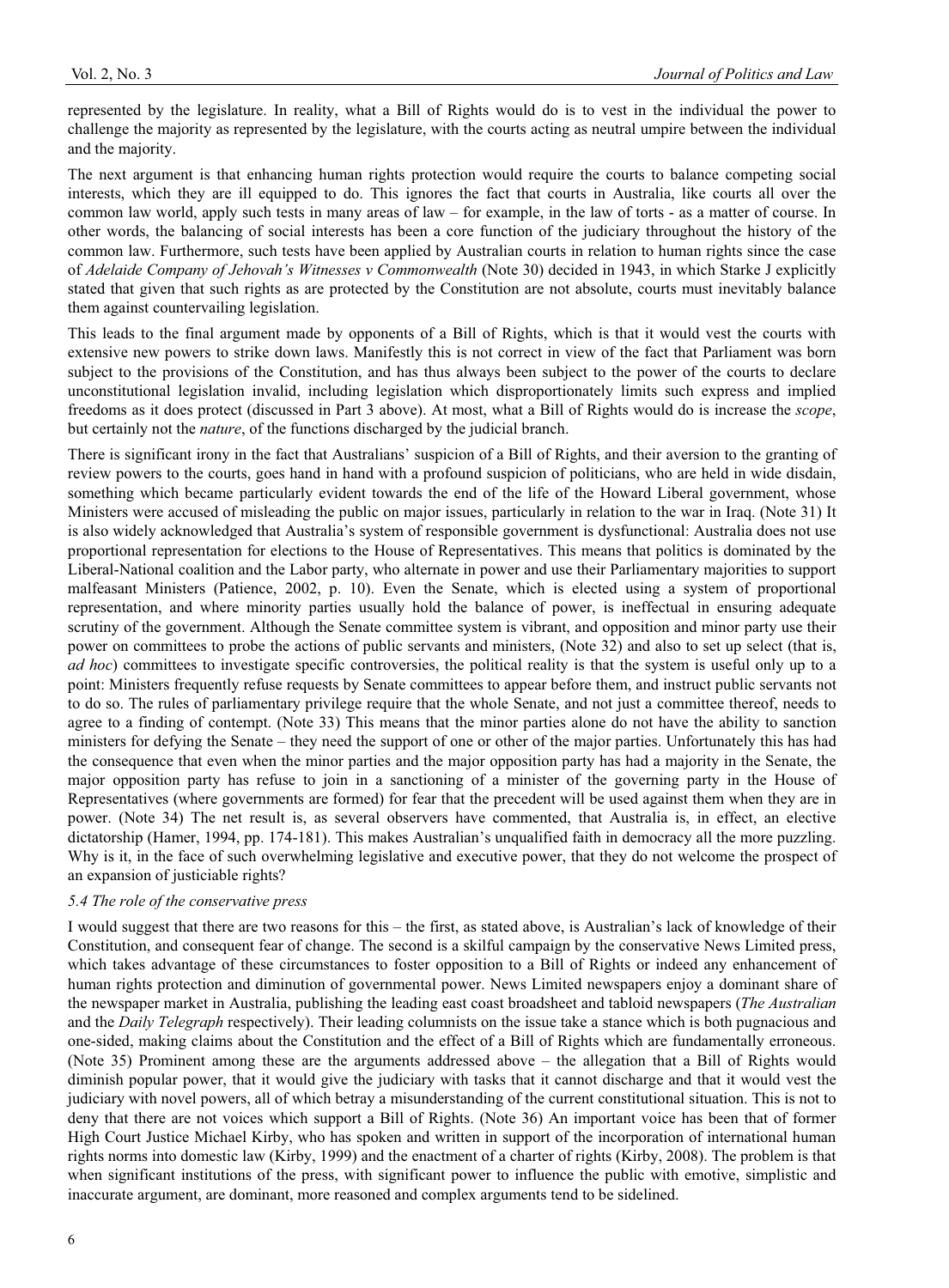represented by the legislature. In reality, what a Bill of Rights would do is to vest in the individual the power to challenge the majority as represented by the legislature, with the courts acting as neutral umpire between the individual and the majority.

The next argument is that enhancing human rights protection would require the courts to balance competing social interests, which they are ill equipped to do. This ignores the fact that courts in Australia, like courts all over the common law world, apply such tests in many areas of law – for example, in the law of torts - as a matter of course. In other words, the balancing of social interests has been a core function of the judiciary throughout the history of the common law. Furthermore, such tests have been applied by Australian courts in relation to human rights since the case of *Adelaide Company of Jehovah's Witnesses v Commonwealth* (Note 30) decided in 1943, in which Starke J explicitly stated that given that such rights as are protected by the Constitution are not absolute, courts must inevitably balance them against countervailing legislation.

This leads to the final argument made by opponents of a Bill of Rights, which is that it would vest the courts with extensive new powers to strike down laws. Manifestly this is not correct in view of the fact that Parliament was born subject to the provisions of the Constitution, and has thus always been subject to the power of the courts to declare unconstitutional legislation invalid, including legislation which disproportionately limits such express and implied freedoms as it does protect (discussed in Part 3 above). At most, what a Bill of Rights would do is increase the *scope*, but certainly not the *nature*, of the functions discharged by the judicial branch.

There is significant irony in the fact that Australians' suspicion of a Bill of Rights, and their aversion to the granting of review powers to the courts, goes hand in hand with a profound suspicion of politicians, who are held in wide disdain, something which became particularly evident towards the end of the life of the Howard Liberal government, whose Ministers were accused of misleading the public on major issues, particularly in relation to the war in Iraq. (Note 31) It is also widely acknowledged that Australia's system of responsible government is dysfunctional: Australia does not use proportional representation for elections to the House of Representatives. This means that politics is dominated by the Liberal-National coalition and the Labor party, who alternate in power and use their Parliamentary majorities to support malfeasant Ministers (Patience, 2002, p. 10). Even the Senate, which is elected using a system of proportional representation, and where minority parties usually hold the balance of power, is ineffectual in ensuring adequate scrutiny of the government. Although the Senate committee system is vibrant, and opposition and minor party use their power on committees to probe the actions of public servants and ministers, (Note 32) and also to set up select (that is, *ad hoc*) committees to investigate specific controversies, the political reality is that the system is useful only up to a point: Ministers frequently refuse requests by Senate committees to appear before them, and instruct public servants not to do so. The rules of parliamentary privilege require that the whole Senate, and not just a committee thereof, needs to agree to a finding of contempt. (Note 33) This means that the minor parties alone do not have the ability to sanction ministers for defying the Senate – they need the support of one or other of the major parties. Unfortunately this has had the consequence that even when the minor parties and the major opposition party has had a majority in the Senate, the major opposition party has refuse to join in a sanctioning of a minister of the governing party in the House of Representatives (where governments are formed) for fear that the precedent will be used against them when they are in power. (Note 34) The net result is, as several observers have commented, that Australia is, in effect, an elective dictatorship (Hamer, 1994, pp. 174-181). This makes Australian's unqualified faith in democracy all the more puzzling. Why is it, in the face of such overwhelming legislative and executive power, that they do not welcome the prospect of an expansion of justiciable rights?

### *5.4 The role of the conservative press*

I would suggest that there are two reasons for this – the first, as stated above, is Australian's lack of knowledge of their Constitution, and consequent fear of change. The second is a skilful campaign by the conservative News Limited press, which takes advantage of these circumstances to foster opposition to a Bill of Rights or indeed any enhancement of human rights protection and diminution of governmental power. News Limited newspapers enjoy a dominant share of the newspaper market in Australia, publishing the leading east coast broadsheet and tabloid newspapers (*The Australian* and the *Daily Telegraph* respectively). Their leading columnists on the issue take a stance which is both pugnacious and one-sided, making claims about the Constitution and the effect of a Bill of Rights which are fundamentally erroneous. (Note 35) Prominent among these are the arguments addressed above – the allegation that a Bill of Rights would diminish popular power, that it would give the judiciary with tasks that it cannot discharge and that it would vest the judiciary with novel powers, all of which betray a misunderstanding of the current constitutional situation. This is not to deny that there are not voices which support a Bill of Rights. (Note 36) An important voice has been that of former High Court Justice Michael Kirby, who has spoken and written in support of the incorporation of international human rights norms into domestic law (Kirby, 1999) and the enactment of a charter of rights (Kirby, 2008). The problem is that when significant institutions of the press, with significant power to influence the public with emotive, simplistic and inaccurate argument, are dominant, more reasoned and complex arguments tend to be sidelined.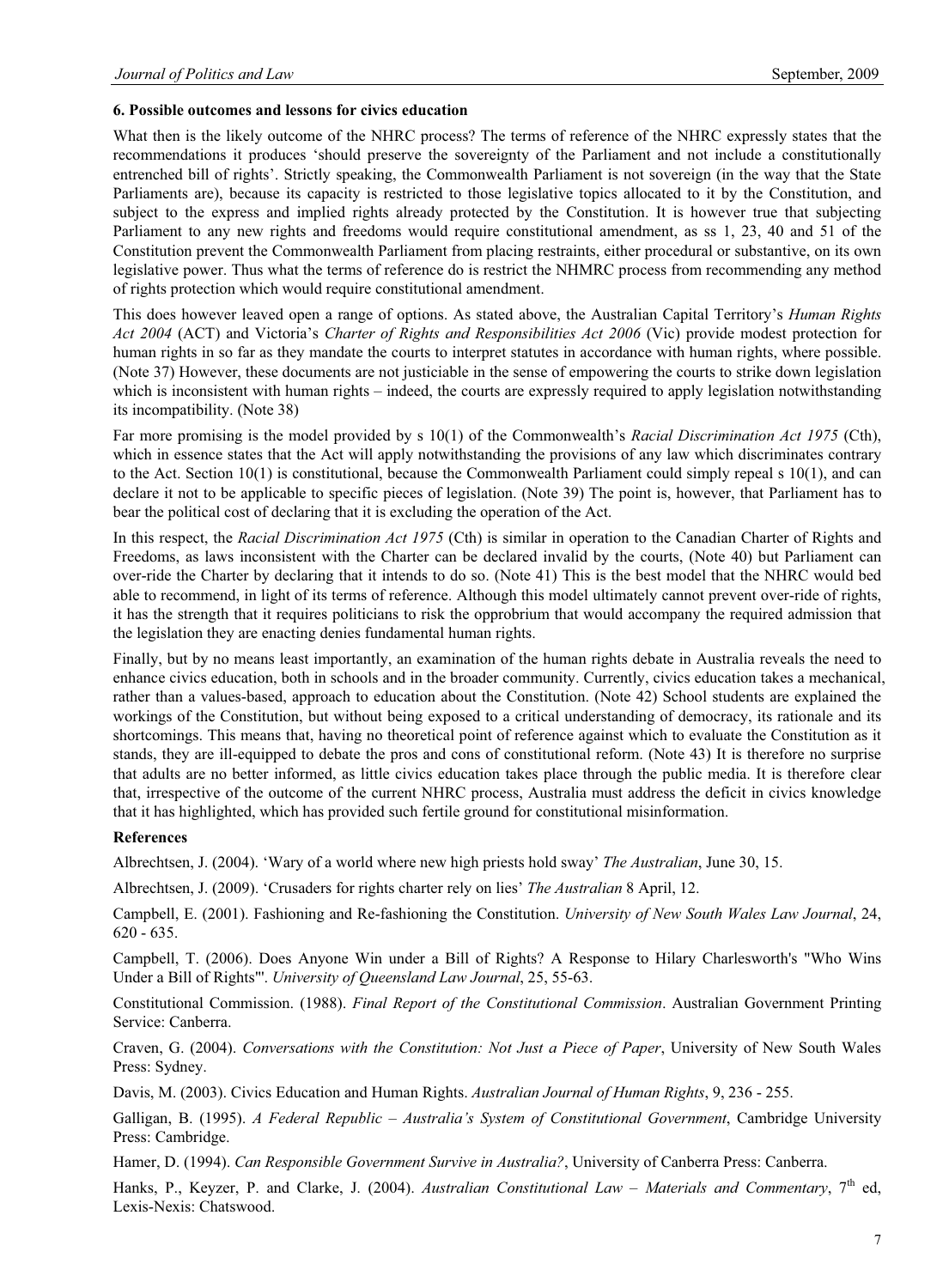#### 6. Possible outcomes and lessons for civics education

What then is the likely outcome of the NHRC process? The terms of reference of the NHRC expressly states that the recommendations it produces 'should preserve the sovereignty of the Parliament and not include a constitutionally entrenched bill of rights'. Strictly speaking, the Commonwealth Parliament is not sovereign (in the way that the State Parliaments are), because its capacity is restricted to those legislative topics allocated to it by the Constitution, and subject to the express and implied rights already protected by the Constitution. It is however true that subjecting Parliament to any new rights and freedoms would require constitutional amendment, as ss 1, 23, 40 and 51 of the Constitution prevent the Commonwealth Parliament from placing restraints, either procedural or substantive, on its own legislative power. Thus what the terms of reference do is restrict the NHMRC process from recommending any method of rights protection which would require constitutional amendment.

This does however leaved open a range of options. As stated above, the Australian Capital Territory's *Human Rights Act 2004* (ACT) and Victoria's *Charter of Rights and Responsibilities Act 2006* (Vic) provide modest protection for human rights in so far as they mandate the courts to interpret statutes in accordance with human rights, where possible. (Note 37) However, these documents are not justiciable in the sense of empowering the courts to strike down legislation which is inconsistent with human rights – indeed, the courts are expressly required to apply legislation notwithstanding its incompatibility. (Note 38)

Far more promising is the model provided by s 10(1) of the Commonwealth's *Racial Discrimination Act 1975* (Cth), which in essence states that the Act will apply notwithstanding the provisions of any law which discriminates contrary to the Act. Section 10(1) is constitutional, because the Commonwealth Parliament could simply repeal s 10(1), and can declare it not to be applicable to specific pieces of legislation. (Note 39) The point is, however, that Parliament has to bear the political cost of declaring that it is excluding the operation of the Act.

In this respect, the *Racial Discrimination Act 1975* (Cth) is similar in operation to the Canadian Charter of Rights and Freedoms, as laws inconsistent with the Charter can be declared invalid by the courts, (Note 40) but Parliament can over-ride the Charter by declaring that it intends to do so. (Note 41) This is the best model that the NHRC would bed able to recommend, in light of its terms of reference. Although this model ultimately cannot prevent over-ride of rights, it has the strength that it requires politicians to risk the opprobrium that would accompany the required admission that the legislation they are enacting denies fundamental human rights.

Finally, but by no means least importantly, an examination of the human rights debate in Australia reveals the need to enhance civics education, both in schools and in the broader community. Currently, civics education takes a mechanical, rather than a values-based, approach to education about the Constitution. (Note 42) School students are explained the workings of the Constitution, but without being exposed to a critical understanding of democracy, its rationale and its shortcomings. This means that, having no theoretical point of reference against which to evaluate the Constitution as it stands, they are ill-equipped to debate the pros and cons of constitutional reform. (Note 43) It is therefore no surprise that adults are no better informed, as little civics education takes place through the public media. It is therefore clear that, irrespective of the outcome of the current NHRC process, Australia must address the deficit in civics knowledge that it has highlighted, which has provided such fertile ground for constitutional misinformation.

#### References

Albrechtsen, J. (2004). 'Wary of a world where new high priests hold sway' *The Australian*, June 30, 15.

Albrechtsen, J. (2009). 'Crusaders for rights charter rely on lies' *The Australian* 8 April, 12.

Campbell, E. (2001). Fashioning and Re-fashioning the Constitution. *University of New South Wales Law Journal*, 24, 620 - 635.

Campbell, T. (2006). Does Anyone Win under a Bill of Rights? A Response to Hilary Charlesworth's "Who Wins Under a Bill of Rights"'. *University of Queensland Law Journal*, 25, 55-63.

Constitutional Commission. (1988). *Final Report of the Constitutional Commission*. Australian Government Printing Service: Canberra.

Craven, G. (2004). *Conversations with the Constitution: Not Just a Piece of Paper*, University of New South Wales Press: Sydney.

Davis, M. (2003). Civics Education and Human Rights. *Australian Journal of Human Rights*, 9, 236 - 255.

Galligan, B. (1995). *A Federal Republic – Australia's System of Constitutional Government*, Cambridge University Press: Cambridge.

Hamer, D. (1994). *Can Responsible Government Survive in Australia?*, University of Canberra Press: Canberra.

Hanks, P., Keyzer, P. and Clarke, J. (2004). *Australian Constitutional Law – Materials and Commentary*, 7th ed, Lexis-Nexis: Chatswood.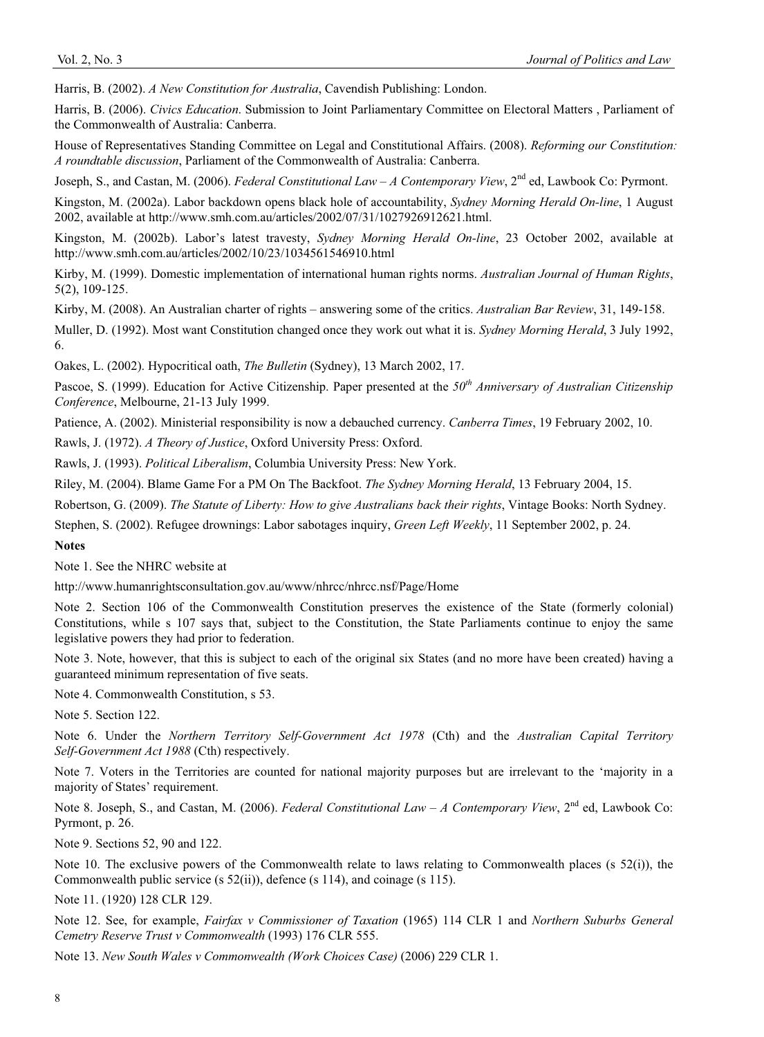Harris, B. (2002). *A New Constitution for Australia*, Cavendish Publishing: London.

Harris, B. (2006). *Civics Education*. Submission to Joint Parliamentary Committee on Electoral Matters , Parliament of the Commonwealth of Australia: Canberra.

House of Representatives Standing Committee on Legal and Constitutional Affairs. (2008). *Reforming our Constitution: A roundtable discussion*, Parliament of the Commonwealth of Australia: Canberra.

Joseph, S., and Castan, M. (2006). *Federal Constitutional Law – A Contemporary View*, 2nd ed, Lawbook Co: Pyrmont.

Kingston, M. (2002a). Labor backdown opens black hole of accountability, *Sydney Morning Herald On-line*, 1 August 2002, available at http://www.smh.com.au/articles/2002/07/31/1027926912621.html.

Kingston, M. (2002b). Labor's latest travesty, *Sydney Morning Herald On-line*, 23 October 2002, available at http://www.smh.com.au/articles/2002/10/23/1034561546910.html

Kirby, M. (1999). Domestic implementation of international human rights norms. *Australian Journal of Human Rights*, 5(2), 109-125.

Kirby, M. (2008). An Australian charter of rights – answering some of the critics. *Australian Bar Review*, 31, 149-158.

Muller, D. (1992). Most want Constitution changed once they work out what it is. *Sydney Morning Herald*, 3 July 1992, 6.

Oakes, L. (2002). Hypocritical oath, *The Bulletin* (Sydney), 13 March 2002, 17.

Pascoe, S. (1999). Education for Active Citizenship. Paper presented at the *50th Anniversary of Australian Citizenship Conference*, Melbourne, 21-13 July 1999.

Patience, A. (2002). Ministerial responsibility is now a debauched currency. *Canberra Times*, 19 February 2002, 10.

Rawls, J. (1972). *A Theory of Justice*, Oxford University Press: Oxford.

Rawls, J. (1993). *Political Liberalism*, Columbia University Press: New York.

Riley, M. (2004). Blame Game For a PM On The Backfoot. *The Sydney Morning Herald*, 13 February 2004, 15.

Robertson, G. (2009). *The Statute of Liberty: How to give Australians back their rights*, Vintage Books: North Sydney.

Stephen, S. (2002). Refugee drownings: Labor sabotages inquiry, *Green Left Weekly*, 11 September 2002, p. 24.

**Notes**

Note 1. See the NHRC website at

http://www.humanrightsconsultation.gov.au/www/nhrcc/nhrcc.nsf/Page/Home

Note 2. Section 106 of the Commonwealth Constitution preserves the existence of the State (formerly colonial) Constitutions, while s 107 says that, subject to the Constitution, the State Parliaments continue to enjoy the same legislative powers they had prior to federation.

Note 3. Note, however, that this is subject to each of the original six States (and no more have been created) having a guaranteed minimum representation of five seats.

Note 4. Commonwealth Constitution, s 53.

Note 5. Section 122.

Note 6. Under the *Northern Territory Self-Government Act 1978* (Cth) and the *Australian Capital Territory Self-Government Act 1988* (Cth) respectively.

Note 7. Voters in the Territories are counted for national majority purposes but are irrelevant to the 'majority in a majority of States' requirement.

Note 8. Joseph, S., and Castan, M. (2006). *Federal Constitutional Law – A Contemporary View*, 2nd ed, Lawbook Co: Pyrmont, p. 26.

Note 9. Sections 52, 90 and 122.

Note 10. The exclusive powers of the Commonwealth relate to laws relating to Commonwealth places (s 52(i)), the Commonwealth public service (s 52(ii)), defence (s 114), and coinage (s 115).

Note 11. (1920) 128 CLR 129.

Note 12. See, for example, *Fairfax v Commissioner of Taxation* (1965) 114 CLR 1 and *Northern Suburbs General Cemetry Reserve Trust v Commonwealth* (1993) 176 CLR 555.

Note 13. *New South Wales v Commonwealth (Work Choices Case)* (2006) 229 CLR 1.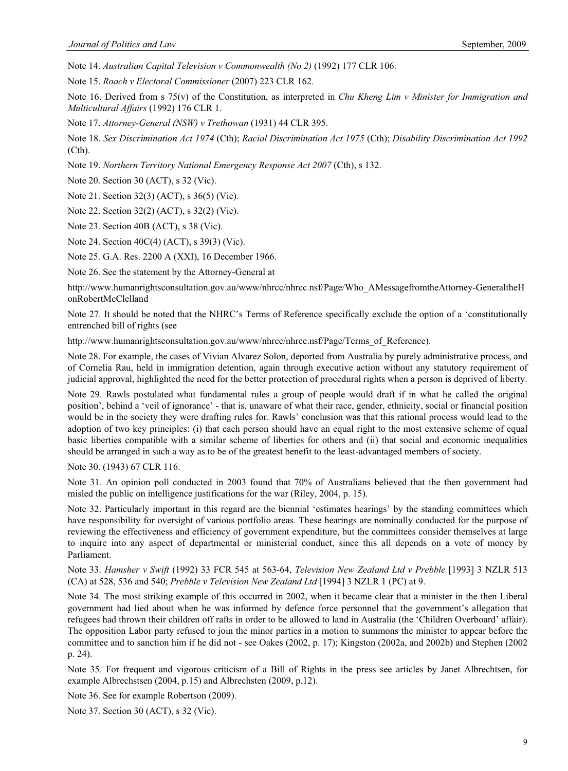Note 14. *Australian Capital Television v Commonwealth (No 2)* (1992) 177 CLR 106.

Note 15. *Roach v Electoral Commissioner* (2007) 223 CLR 162.

Note 16. Derived from s 75(v) of the Constitution, as interpreted in *Chu Kheng Lim v Minister for Immigration and Multicultural Affairs* (1992) 176 CLR 1.

Note 17. *Attorney-General (NSW) v Trethowan* (1931) 44 CLR 395.

Note 18. *Sex Discrimination Act 1974* (Cth); *Racial Discrimination Act 1975* (Cth); *Disability Discrimination Act 1992* (Cth).

Note 19. *Northern Territory National Emergency Response Act 2007* (Cth), s 132.

Note 20. Section 30 (ACT), s 32 (Vic).

Note 21. Section 32(3) (ACT), s 36(5) (Vic).

Note 22. Section 32(2) (ACT), s 32(2) (Vic).

Note 23. Section 40B (ACT), s 38 (Vic).

Note 24. Section 40C(4) (ACT), s 39(3) (Vic).

Note 25. G.A. Res. 2200 A (XXI), 16 December 1966.

Note 26. See the statement by the Attorney-General at

http://www.humanrightsconsultation.gov.au/www/nhrcc/nhrcc.nsf/Page/Who_AMessagefromtheAttorney-GeneraltheHonRobertMcClelland

Note 27. It should be noted that the NHRC's Terms of Reference specifically exclude the option of a 'constitutionally entrenched bill of rights (see

http://www.humanrightsconsultation.gov.au/www/nhrcc/nhrcc.nsf/Page/Terms_of_Reference).

Note 28. For example, the cases of Vivian Alvarez Solon, deported from Australia by purely administrative process, and of Cornelia Rau, held in immigration detention, again through executive action without any statutory requirement of judicial approval, highlighted the need for the better protection of procedural rights when a person is deprived of liberty.

Note 29. Rawls postulated what fundamental rules a group of people would draft if in what he called the original position', behind a 'veil of ignorance' - that is, unaware of what their race, gender, ethnicity, social or financial position would be in the society they were drafting rules for. Rawls' conclusion was that this rational process would lead to the adoption of two key principles: (i) that each person should have an equal right to the most extensive scheme of equal basic liberties compatible with a similar scheme of liberties for others and (ii) that social and economic inequalities should be arranged in such a way as to be of the greatest benefit to the least-advantaged members of society.

Note 30. (1943) 67 CLR 116.

Note 31. An opinion poll conducted in 2003 found that 70% of Australians believed that the then government had misled the public on intelligence justifications for the war (Riley, 2004, p. 15).

Note 32. Particularly important in this regard are the biennial 'estimates hearings' by the standing committees which have responsibility for oversight of various portfolio areas. These hearings are nominally conducted for the purpose of reviewing the effectiveness and efficiency of government expenditure, but the committees consider themselves at large to inquire into any aspect of departmental or ministerial conduct, since this all depends on a vote of money by Parliament.

Note 33. *Hamsher v Swift* (1992) 33 FCR 545 at 563-64, *Television New Zealand Ltd v Prebble* [1993] 3 NZLR 513 (CA) at 528, 536 and 540; *Prebble v Television New Zealand Ltd* [1994] 3 NZLR 1 (PC) at 9.

Note 34. The most striking example of this occurred in 2002, when it became clear that a minister in the then Liberal government had lied about when he was informed by defence force personnel that the government's allegation that refugees had thrown their children off rafts in order to be allowed to land in Australia (the 'Children Overboard' affair). The opposition Labor party refused to join the minor parties in a motion to summons the minister to appear before the committee and to sanction him if he did not - see Oakes (2002, p. 17); Kingston (2002a, and 2002b) and Stephen (2002 p. 24).

Note 35. For frequent and vigorous criticism of a Bill of Rights in the press see articles by Janet Albrechtsen, for example Albrechstsen (2004, p.15) and Albrechsten (2009, p.12).

Note 36. See for example Robertson (2009).

Note 37. Section 30 (ACT), s 32 (Vic).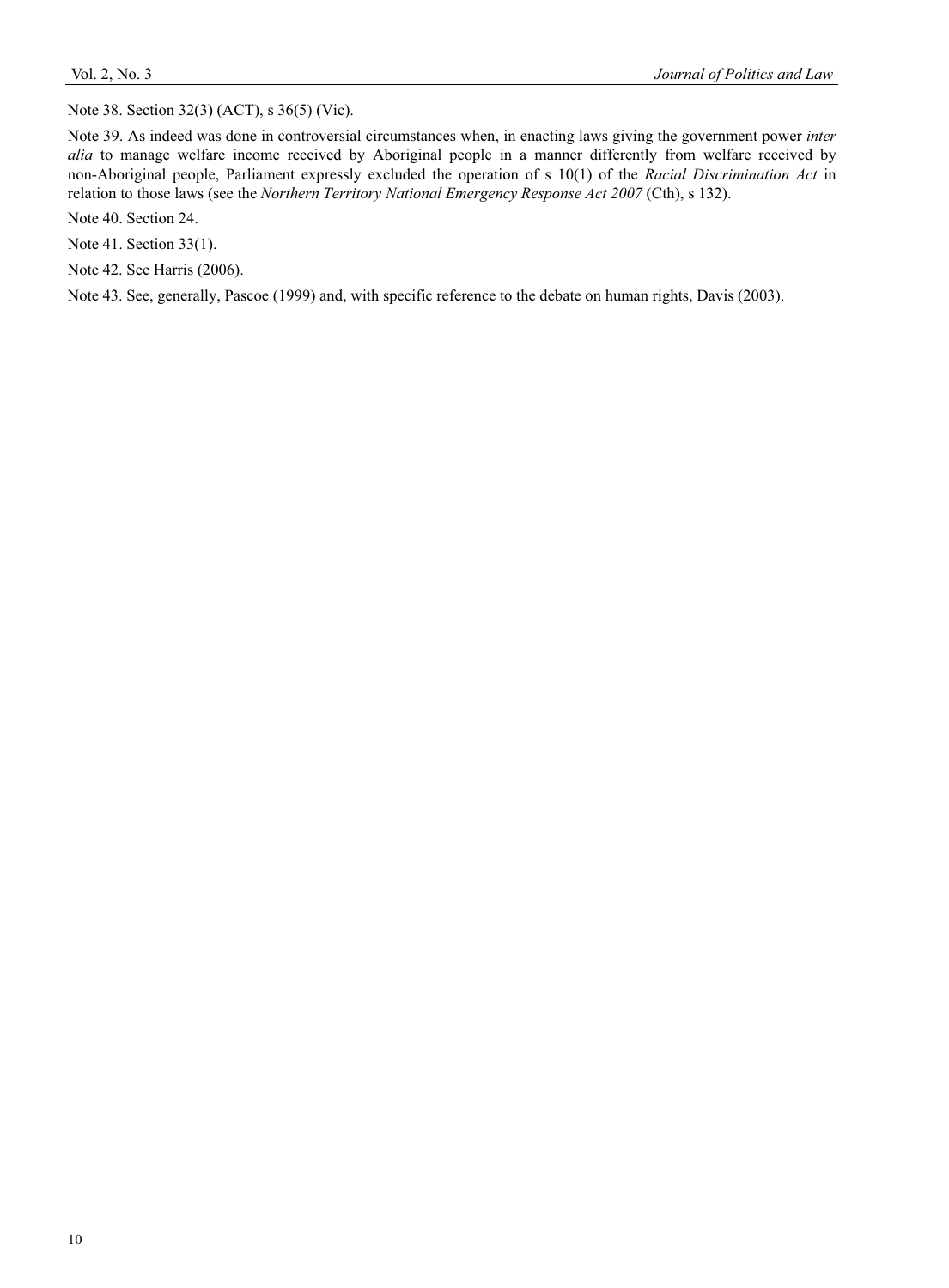Note 38. Section 32(3) (ACT), s 36(5) (Vic).

Note 39. As indeed was done in controversial circumstances when, in enacting laws giving the government power *inter alia* to manage welfare income received by Aboriginal people in a manner differently from welfare received by non-Aboriginal people, Parliament expressly excluded the operation of s 10(1) of the *Racial Discrimination Act* in relation to those laws (see the *Northern Territory National Emergency Response Act 2007* (Cth), s 132).

Note 40. Section 24.

Note 41. Section 33(1).

Note 42. See Harris (2006).

Note 43. See, generally, Pascoe (1999) and, with specific reference to the debate on human rights, Davis (2003).